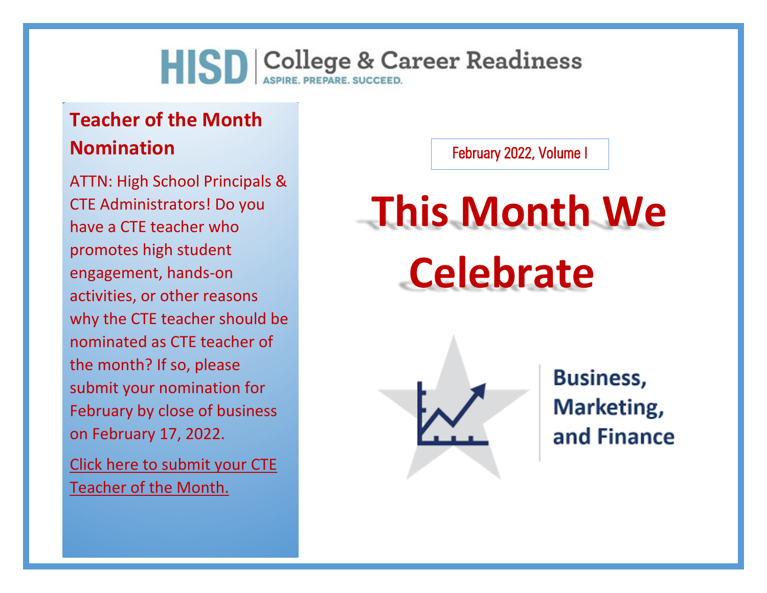HISD | College & Career Readiness
ASPIRE. PREPARE. SUCCEED.

## Teacher of the Month Nomination

ATTN: High School Principals & CTE Administrators! Do you have a CTE teacher who promotes high student engagement, hands-on activities, or other reasons why the CTE teacher should be nominated as CTE teacher of the month? If so, please submit your nomination for February by close of business on February 17, 2022.

Click here to submit your CTE Teacher of the Month.

February 2022, Volume I

# This Month We Celebrate

Business, Marketing, and Finance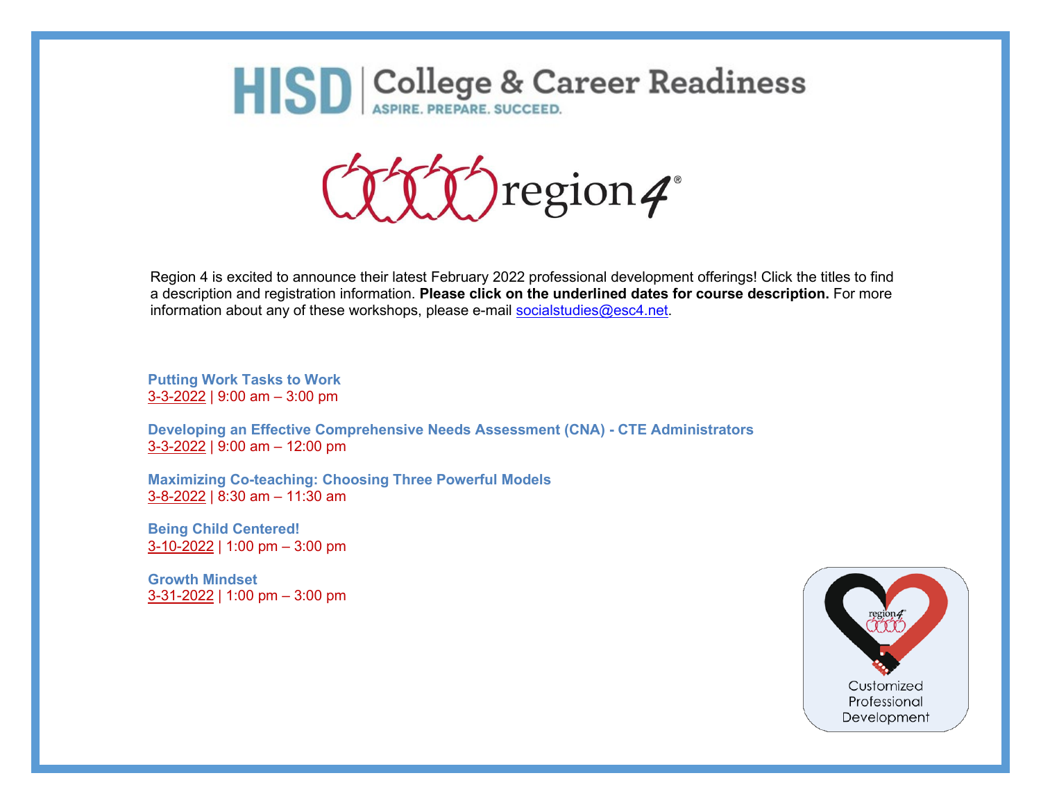HISD | College & Career Readiness
ASPIRE. PREPARE. SUCCEED.

region 4

Region 4 is excited to announce their latest February 2022 professional development offerings! Click the titles to find a description and registration information. **Please click on the underlined dates for course description.** For more information about any of these workshops, please e-mail socialstudies@esc4.net.

**Putting Work Tasks to Work**
3-3-2022 | 9:00 am – 3:00 pm

**Developing an Effective Comprehensive Needs Assessment (CNA) - CTE Administrators**
3-3-2022 | 9:00 am – 12:00 pm

**Maximizing Co-teaching: Choosing Three Powerful Models**
3-8-2022 | 8:30 am – 11:30 am

**Being Child Centered!**
3-10-2022 | 1:00 pm – 3:00 pm

**Growth Mindset**
3-31-2022 | 1:00 pm – 3:00 pm

region 4 Customized Professional Development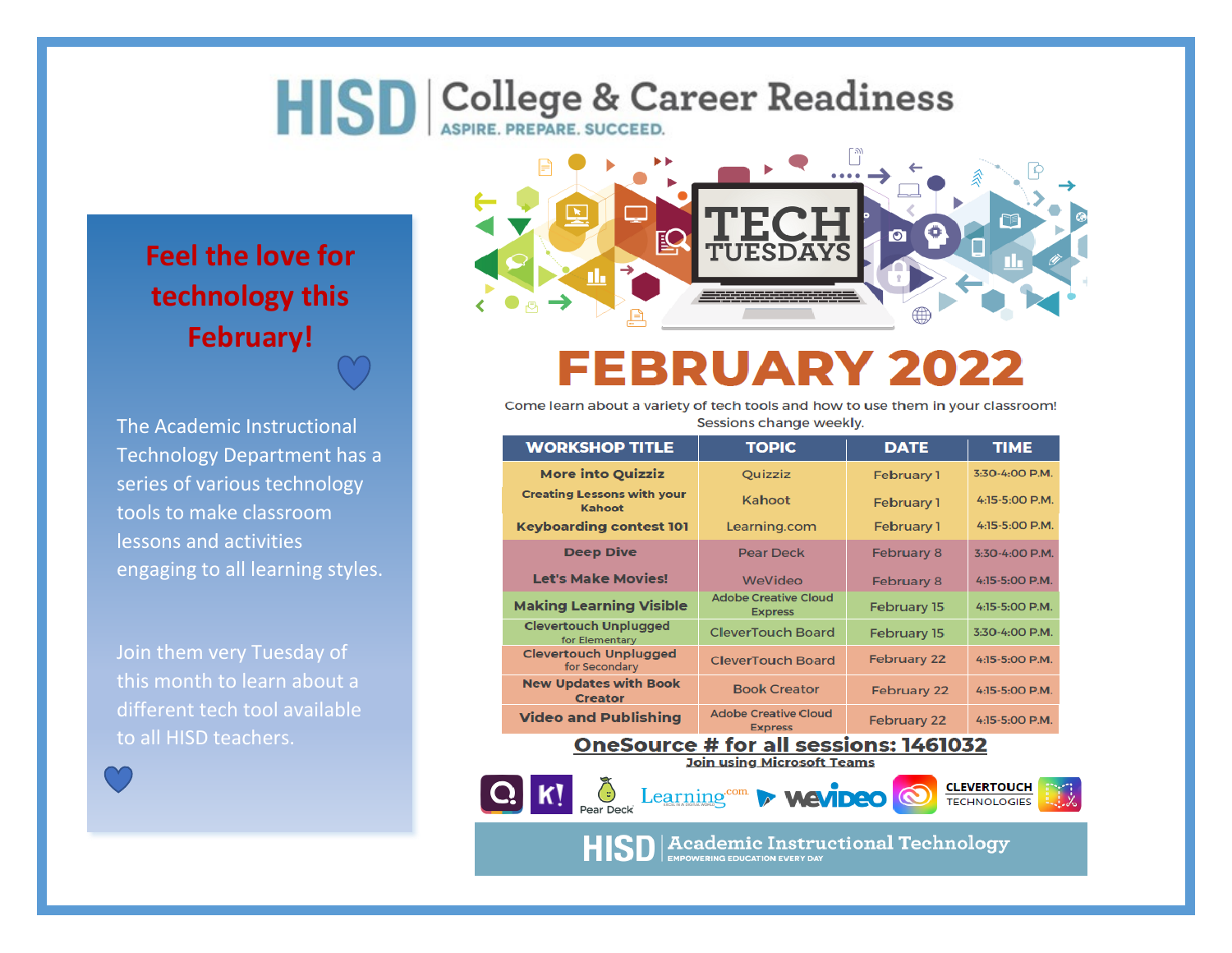# HISD | College & Career Readiness

ASPIRE. PREPARE. SUCCEED.

## Feel the love for technology this February!

The Academic Instructional Technology Department has a series of various technology tools to make classroom lessons and activities engaging to all learning styles.

Join them very Tuesday of this month to learn about a different tech tool available to all HISD teachers.

# TECH TUESDAYS

# FEBRUARY 2022

Come learn about a variety of tech tools and how to use them in your classroom! Sessions change weekly.

| WORKSHOP TITLE | TOPIC | DATE | TIME |
|---|---|---|---|
| More into Quizziz | Quizziz | February 1 | 3:30-4:00 P.M. |
| Creating Lessons with your Kahoot | Kahoot | February 1 | 4:15-5:00 P.M. |
| Keyboarding contest 101 | Learning.com | February 1 | 4:15-5:00 P.M. |
| Deep Dive | Pear Deck | February 8 | 3:30-4:00 P.M. |
| Let's Make Movies! | WeVideo | February 8 | 4:15-5:00 P.M. |
| Making Learning Visible | Adobe Creative Cloud Express | February 15 | 4:15-5:00 P.M. |
| Clevertouch Unplugged for Elementary | CleverTouch Board | February 15 | 3:30-4:00 P.M. |
| Clevertouch Unplugged for Secondary | CleverTouch Board | February 22 | 4:15-5:00 P.M. |
| New Updates with Book Creator | Book Creator | February 22 | 4:15-5:00 P.M. |
| Video and Publishing | Adobe Creative Cloud Express | February 22 | 4:15-5:00 P.M. |

**OneSource # for all sessions: 1461032**

**Join using Microsoft Teams**

HISD | Academic Instructional Technology

EMPOWERING EDUCATION EVERY DAY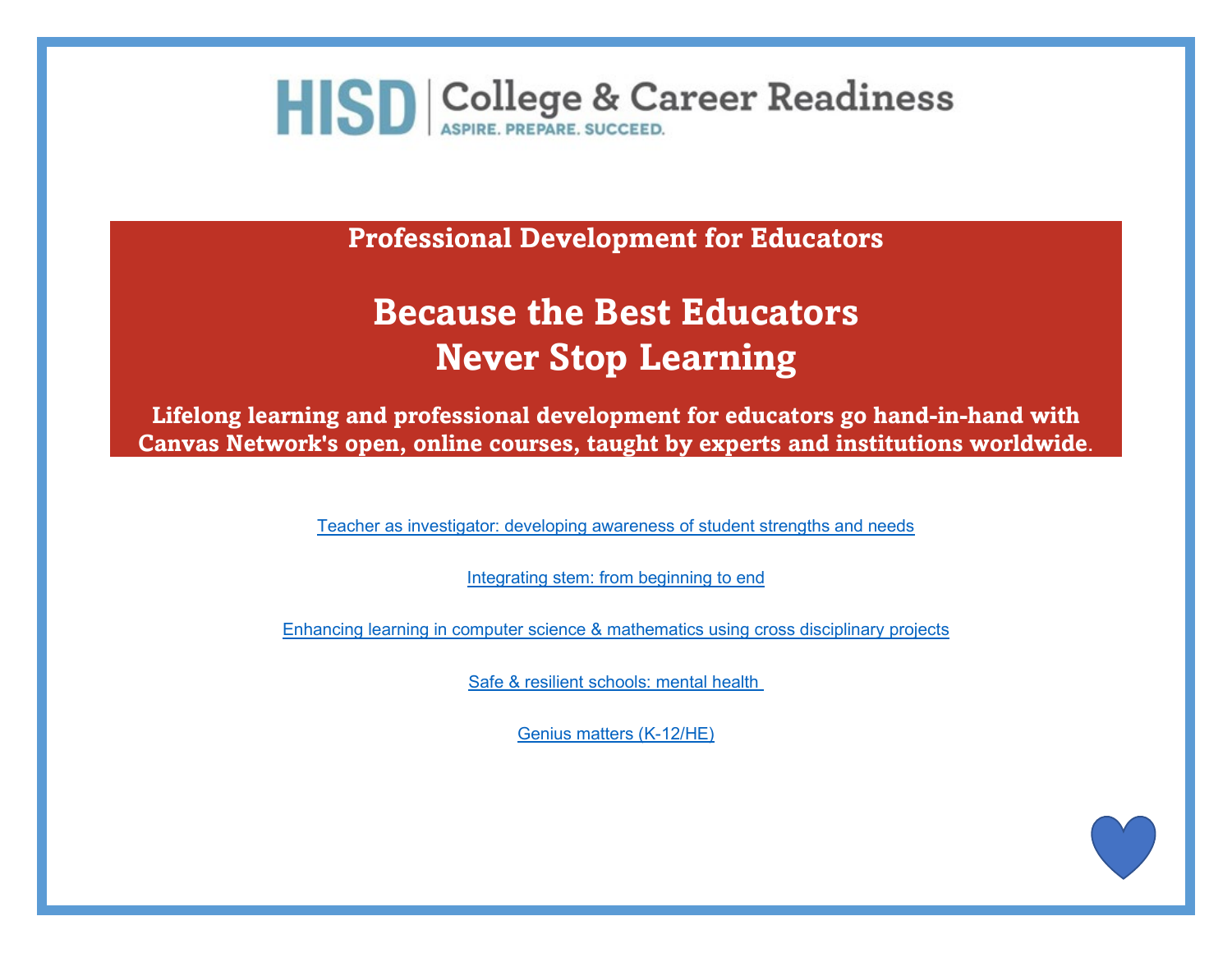HISD | College & Career Readiness
ASPIRE. PREPARE. SUCCEED.

## Professional Development for Educators

# Because the Best Educators Never Stop Learning

**Lifelong learning and professional development for educators go hand-in-hand with Canvas Network's open, online courses, taught by experts and institutions worldwide.**

Teacher as investigator: developing awareness of student strengths and needs

Integrating stem: from beginning to end

Enhancing learning in computer science & mathematics using cross disciplinary projects

Safe & resilient schools: mental health

Genius matters (K-12/HE)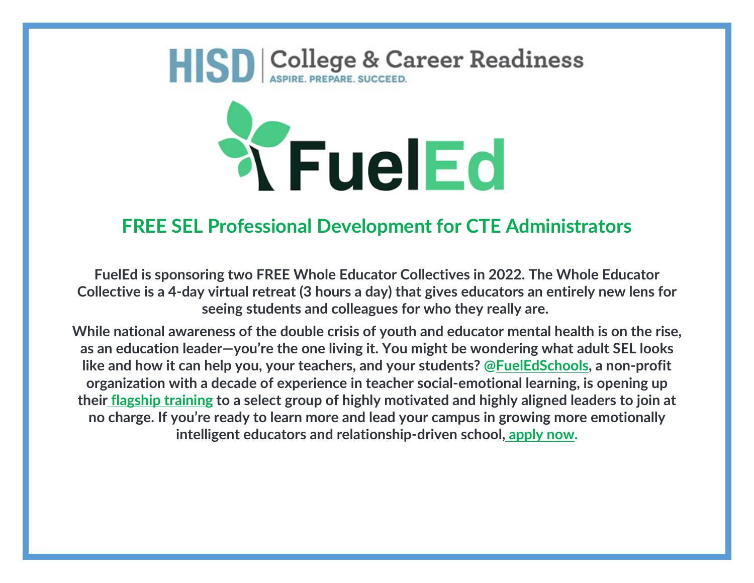HISD | College & Career Readiness
ASPIRE. PREPARE. SUCCEED.

FuelEd

## FREE SEL Professional Development for CTE Administrators

**FuelEd is sponsoring two FREE Whole Educator Collectives in 2022. The Whole Educator Collective is a 4-day virtual retreat (3 hours a day) that gives educators an entirely new lens for seeing students and colleagues for who they really are.**

**While national awareness of the double crisis of youth and educator mental health is on the rise, as an education leader—you're the one living it. You might be wondering what adult SEL looks like and how it can help you, your teachers, and your students? @FuelEdSchools, a non-profit organization with a decade of experience in teacher social-emotional learning, is opening up their flagship training to a select group of highly motivated and highly aligned leaders to join at no charge. If you're ready to learn more and lead your campus in growing more emotionally intelligent educators and relationship-driven school, apply now.**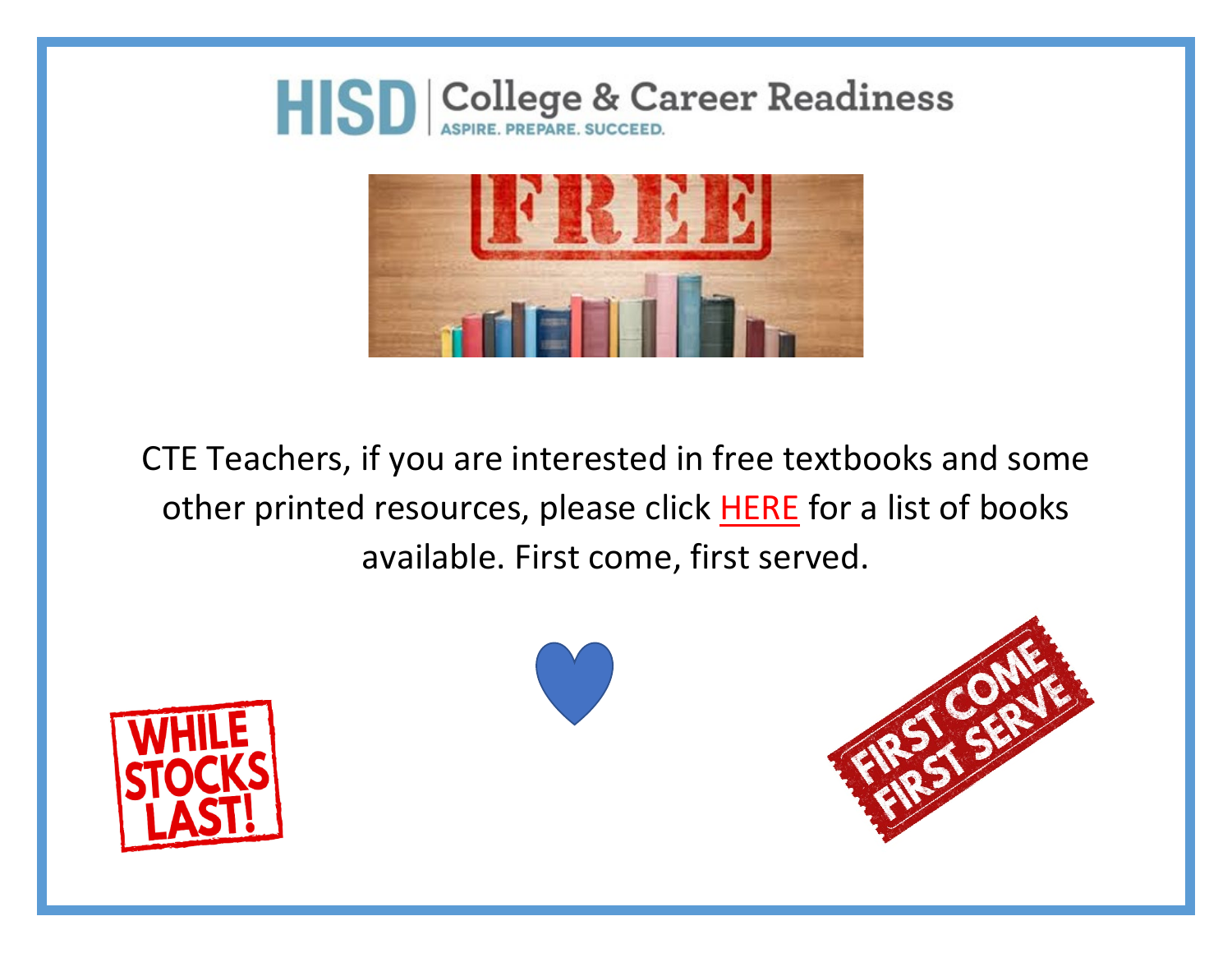HISD | College & Career Readiness
ASPIRE. PREPARE. SUCCEED.

FREE

CTE Teachers, if you are interested in free textbooks and some other printed resources, please click HERE for a list of books available. First come, first served.

WHILE STOCKS LAST!

FIRST COME FIRST SERVE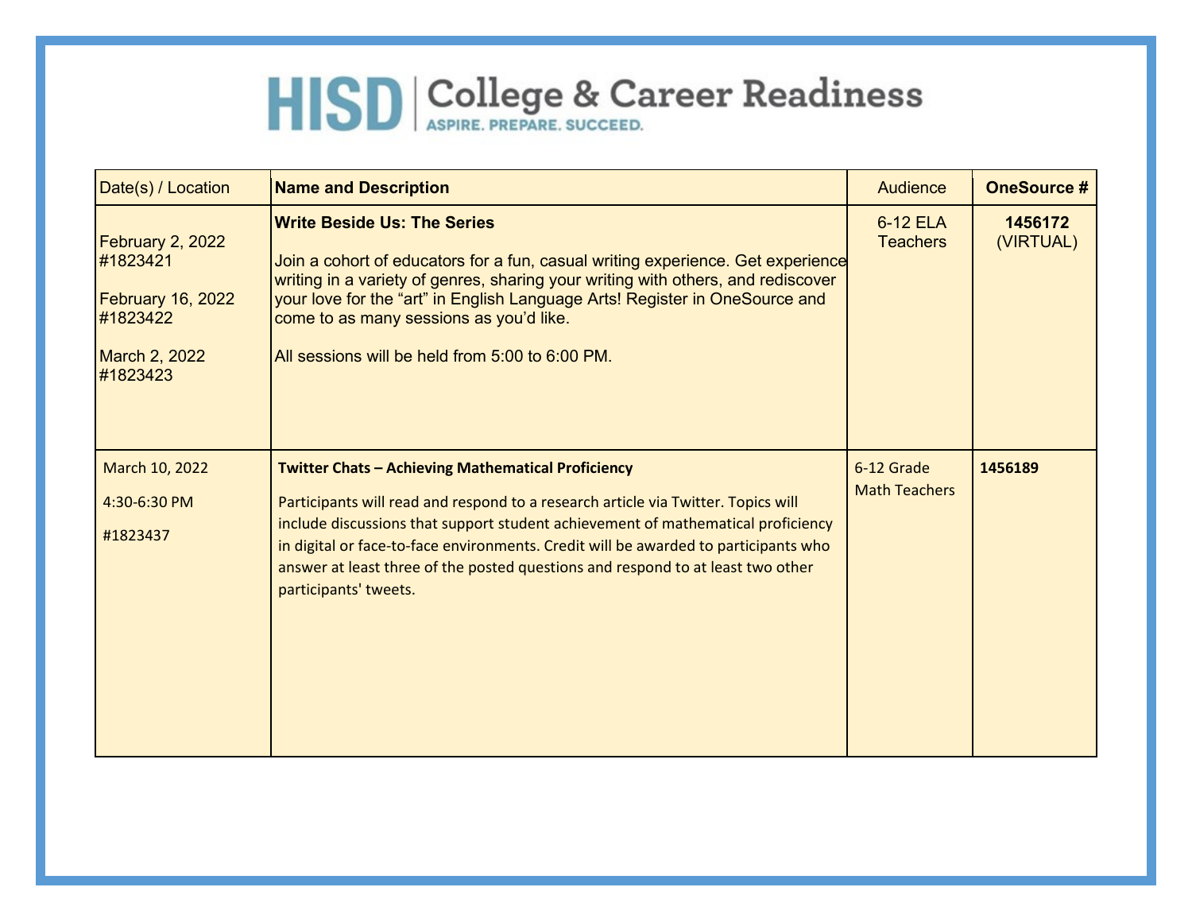# HISD | College & Career Readiness

ASPIRE. PREPARE. SUCCEED.

| Date(s) / Location | Name and Description | Audience | OneSource # |
|---|---|---|---|
| February 2, 2022 #1823421<br><br>February 16, 2022 #1823422<br><br>March 2, 2022 #1823423 | **Write Beside Us: The Series**<br><br>Join a cohort of educators for a fun, casual writing experience. Get experience writing in a variety of genres, sharing your writing with others, and rediscover your love for the "art" in English Language Arts! Register in OneSource and come to as many sessions as you'd like.<br><br>All sessions will be held from 5:00 to 6:00 PM. | 6-12 ELA Teachers | **1456172** (VIRTUAL) |
| March 10, 2022<br><br>4:30-6:30 PM<br><br>#1823437 | **Twitter Chats – Achieving Mathematical Proficiency**<br><br>Participants will read and respond to a research article via Twitter. Topics will include discussions that support student achievement of mathematical proficiency in digital or face-to-face environments. Credit will be awarded to participants who answer at least three of the posted questions and respond to at least two other participants' tweets. | 6-12 Grade Math Teachers | **1456189** |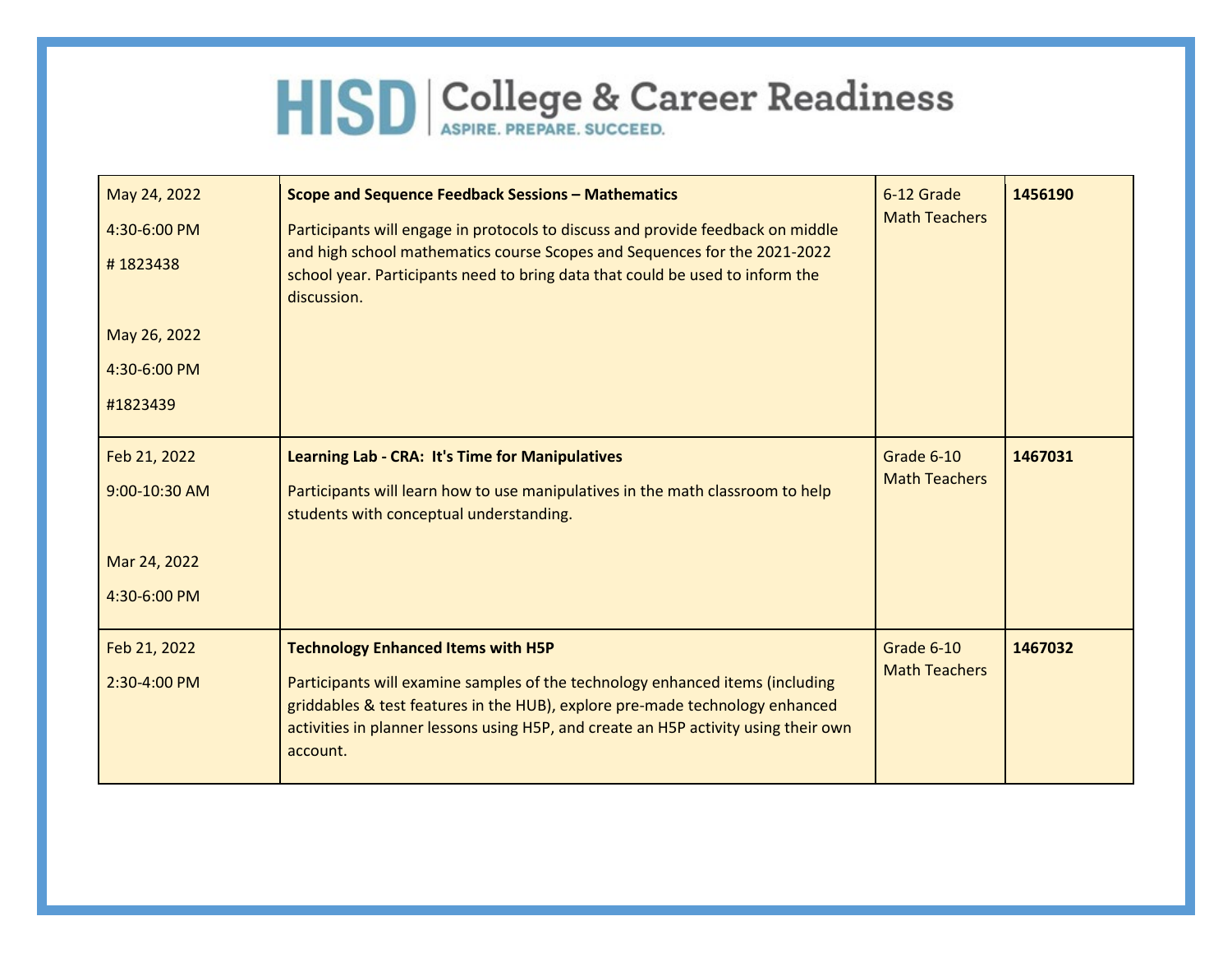# HISD | College & Career Readiness

ASPIRE. PREPARE. SUCCEED.

| | | | |
|---|---|---|---|
| May 24, 2022<br>4:30-6:00 PM<br># 1823438<br><br>May 26, 2022<br>4:30-6:00 PM<br>#1823439 | **Scope and Sequence Feedback Sessions – Mathematics**<br>Participants will engage in protocols to discuss and provide feedback on middle and high school mathematics course Scopes and Sequences for the 2021-2022 school year. Participants need to bring data that could be used to inform the discussion. | 6-12 Grade Math Teachers | **1456190** |
| Feb 21, 2022<br>9:00-10:30 AM<br><br>Mar 24, 2022<br>4:30-6:00 PM | **Learning Lab - CRA: It's Time for Manipulatives**<br>Participants will learn how to use manipulatives in the math classroom to help students with conceptual understanding. | Grade 6-10 Math Teachers | **1467031** |
| Feb 21, 2022<br>2:30-4:00 PM | **Technology Enhanced Items with H5P**<br>Participants will examine samples of the technology enhanced items (including griddables & test features in the HUB), explore pre-made technology enhanced activities in planner lessons using H5P, and create an H5P activity using their own account. | Grade 6-10 Math Teachers | **1467032** |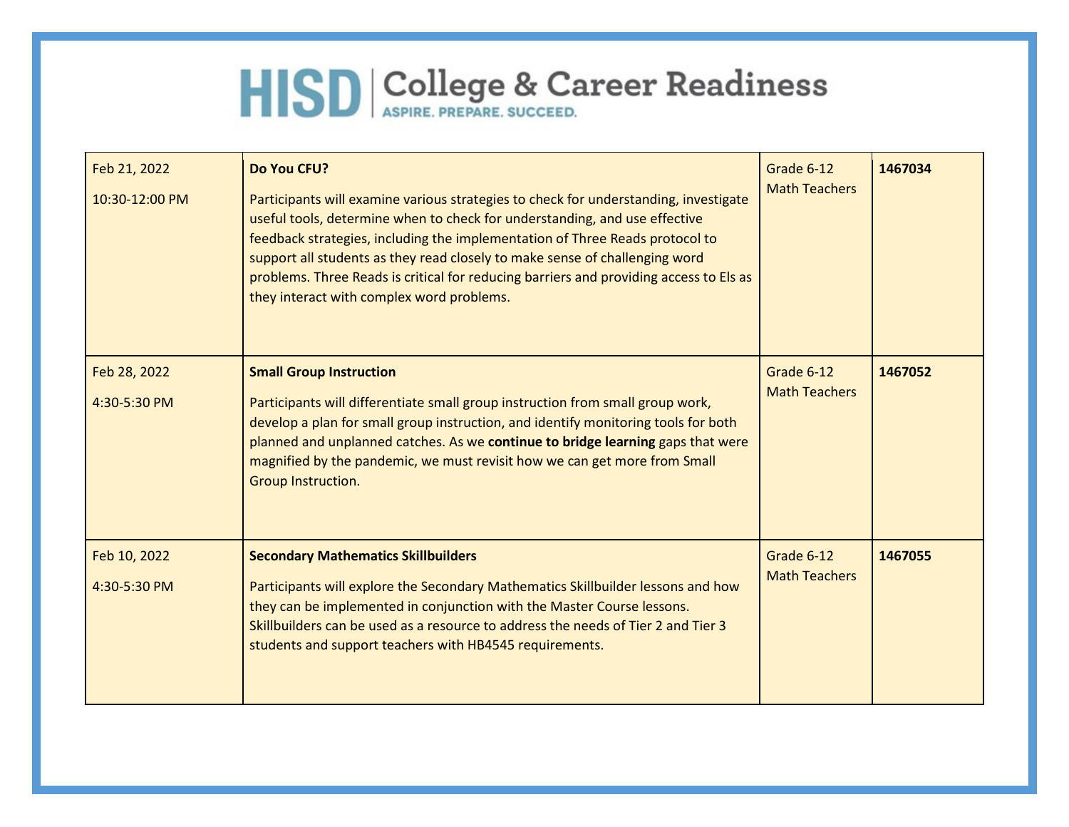# HISD | College & Career Readiness

ASPIRE. PREPARE. SUCCEED.

| | | | |
|---|---|---|---|
| Feb 21, 2022<br><br>10:30-12:00 PM | **Do You CFU?**<br><br>Participants will examine various strategies to check for understanding, investigate useful tools, determine when to check for understanding, and use effective feedback strategies, including the implementation of Three Reads protocol to support all students as they read closely to make sense of challenging word problems. Three Reads is critical for reducing barriers and providing access to Els as they interact with complex word problems. | Grade 6-12 Math Teachers | **1467034** |
| Feb 28, 2022<br><br>4:30-5:30 PM | **Small Group Instruction**<br><br>Participants will differentiate small group instruction from small group work, develop a plan for small group instruction, and identify monitoring tools for both planned and unplanned catches. As we **continue to bridge learning** gaps that were magnified by the pandemic, we must revisit how we can get more from Small Group Instruction. | Grade 6-12 Math Teachers | **1467052** |
| Feb 10, 2022<br><br>4:30-5:30 PM | **Secondary Mathematics Skillbuilders**<br><br>Participants will explore the Secondary Mathematics Skillbuilder lessons and how they can be implemented in conjunction with the Master Course lessons. Skillbuilders can be used as a resource to address the needs of Tier 2 and Tier 3 students and support teachers with HB4545 requirements. | Grade 6-12 Math Teachers | **1467055** |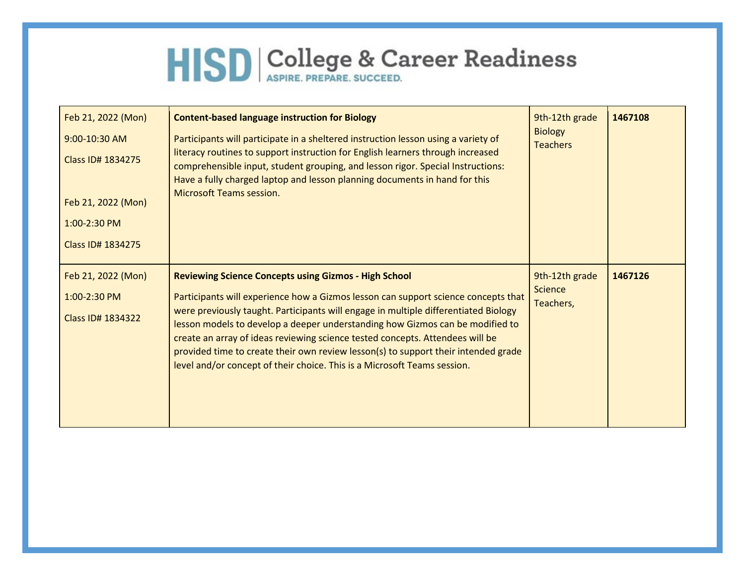# HISD | College & Career Readiness

ASPIRE. PREPARE. SUCCEED.

| | | | |
|---|---|---|---|
| Feb 21, 2022 (Mon)<br><br>9:00-10:30 AM<br><br>Class ID# 1834275<br><br>Feb 21, 2022 (Mon)<br><br>1:00-2:30 PM<br><br>Class ID# 1834275 | **Content-based language instruction for Biology**<br><br>Participants will participate in a sheltered instruction lesson using a variety of literacy routines to support instruction for English learners through increased comprehensible input, student grouping, and lesson rigor. Special Instructions: Have a fully charged laptop and lesson planning documents in hand for this Microsoft Teams session. | 9th-12th grade Biology Teachers | **1467108** |
| Feb 21, 2022 (Mon)<br><br>1:00-2:30 PM<br><br>Class ID# 1834322 | **Reviewing Science Concepts using Gizmos - High School**<br><br>Participants will experience how a Gizmos lesson can support science concepts that were previously taught. Participants will engage in multiple differentiated Biology lesson models to develop a deeper understanding how Gizmos can be modified to create an array of ideas reviewing science tested concepts. Attendees will be provided time to create their own review lesson(s) to support their intended grade level and/or concept of their choice. This is a Microsoft Teams session. | 9th-12th grade Science Teachers, | **1467126** |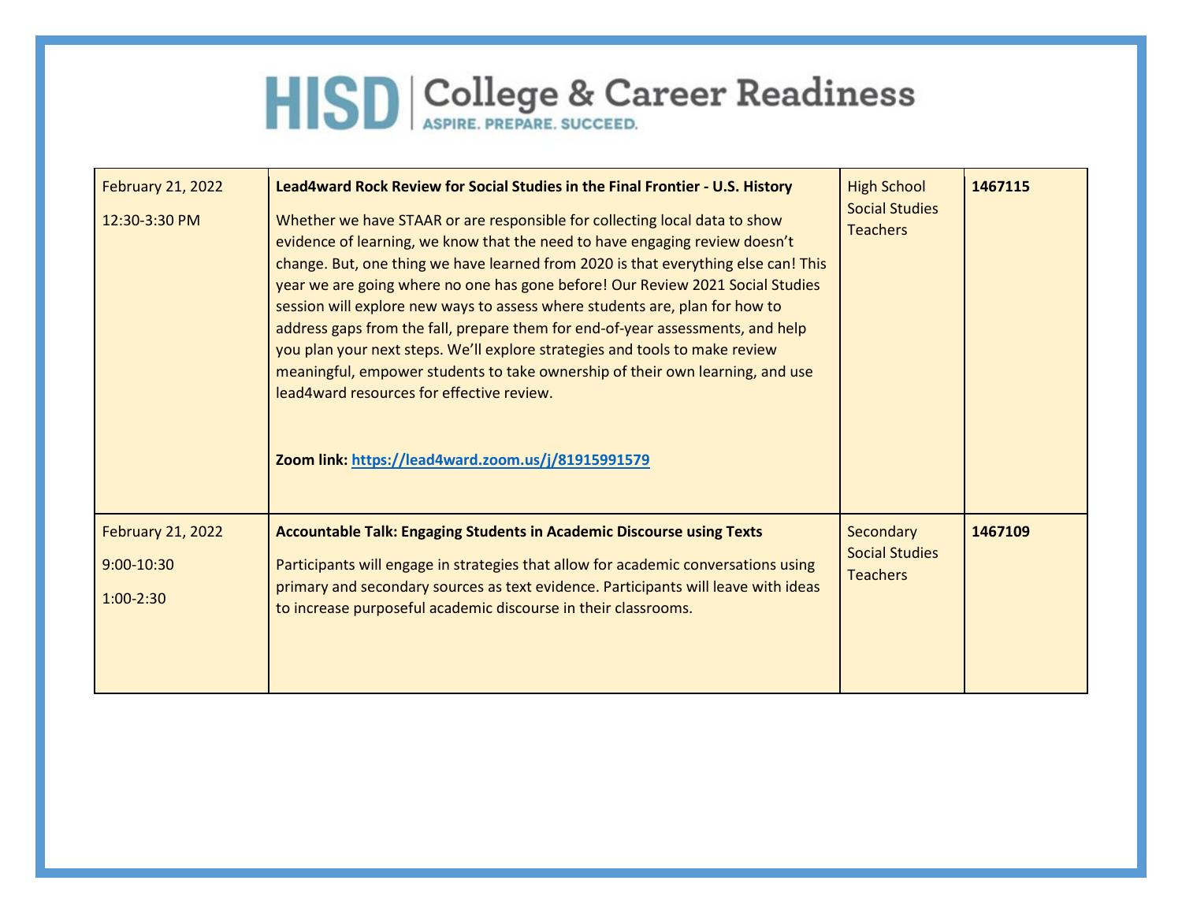# HISD | College & Career Readiness

ASPIRE. PREPARE. SUCCEED.

| | | | |
|---|---|---|---|
| February 21, 2022<br><br>12:30-3:30 PM | **Lead4ward Rock Review for Social Studies in the Final Frontier - U.S. History**<br><br>Whether we have STAAR or are responsible for collecting local data to show evidence of learning, we know that the need to have engaging review doesn't change. But, one thing we have learned from 2020 is that everything else can! This year we are going where no one has gone before! Our Review 2021 Social Studies session will explore new ways to assess where students are, plan for how to address gaps from the fall, prepare them for end-of-year assessments, and help you plan your next steps. We'll explore strategies and tools to make review meaningful, empower students to take ownership of their own learning, and use lead4ward resources for effective review.<br><br>**Zoom link: https://lead4ward.zoom.us/j/81915991579** | High School Social Studies Teachers | **1467115** |
| February 21, 2022<br><br>9:00-10:30<br><br>1:00-2:30 | **Accountable Talk: Engaging Students in Academic Discourse using Texts**<br><br>Participants will engage in strategies that allow for academic conversations using primary and secondary sources as text evidence. Participants will leave with ideas to increase purposeful academic discourse in their classrooms. | Secondary Social Studies Teachers | **1467109** |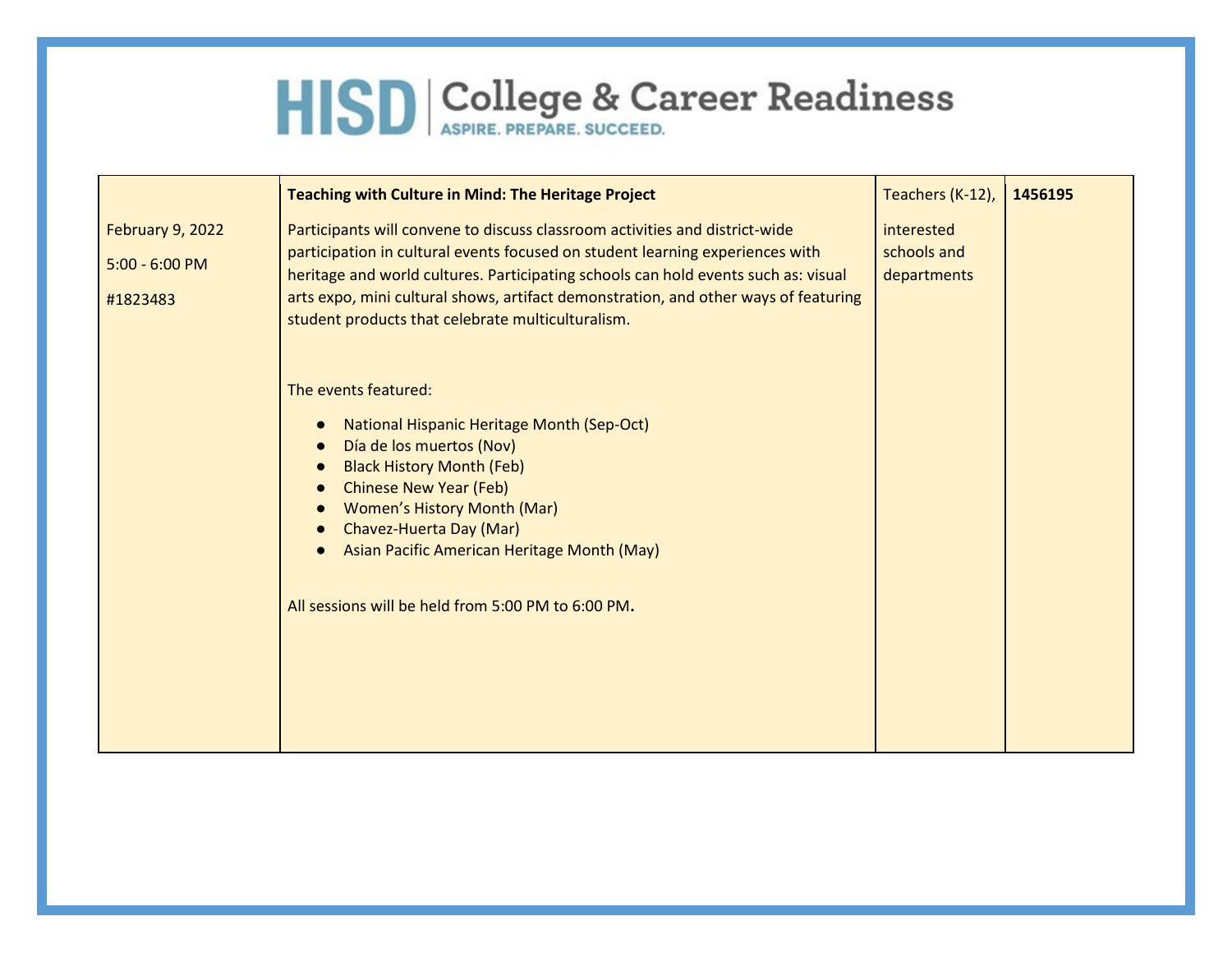# HISD | College & Career Readiness

ASPIRE. PREPARE. SUCCEED.

| | | | |
|---|---|---|---|
| February 9, 2022<br><br>5:00 - 6:00 PM<br><br>#1823483 | **Teaching with Culture in Mind: The Heritage Project**<br><br>Participants will convene to discuss classroom activities and district-wide participation in cultural events focused on student learning experiences with heritage and world cultures. Participating schools can hold events such as: visual arts expo, mini cultural shows, artifact demonstration, and other ways of featuring student products that celebrate multiculturalism.<br><br>The events featured:<br><br>● National Hispanic Heritage Month (Sep-Oct)<br>● Día de los muertos (Nov)<br>● Black History Month (Feb)<br>● Chinese New Year (Feb)<br>● Women's History Month (Mar)<br>● Chavez-Huerta Day (Mar)<br>● Asian Pacific American Heritage Month (May)<br><br>All sessions will be held from 5:00 PM to 6:00 PM**.** | Teachers (K-12),<br><br>interested schools and departments | **1456195** |